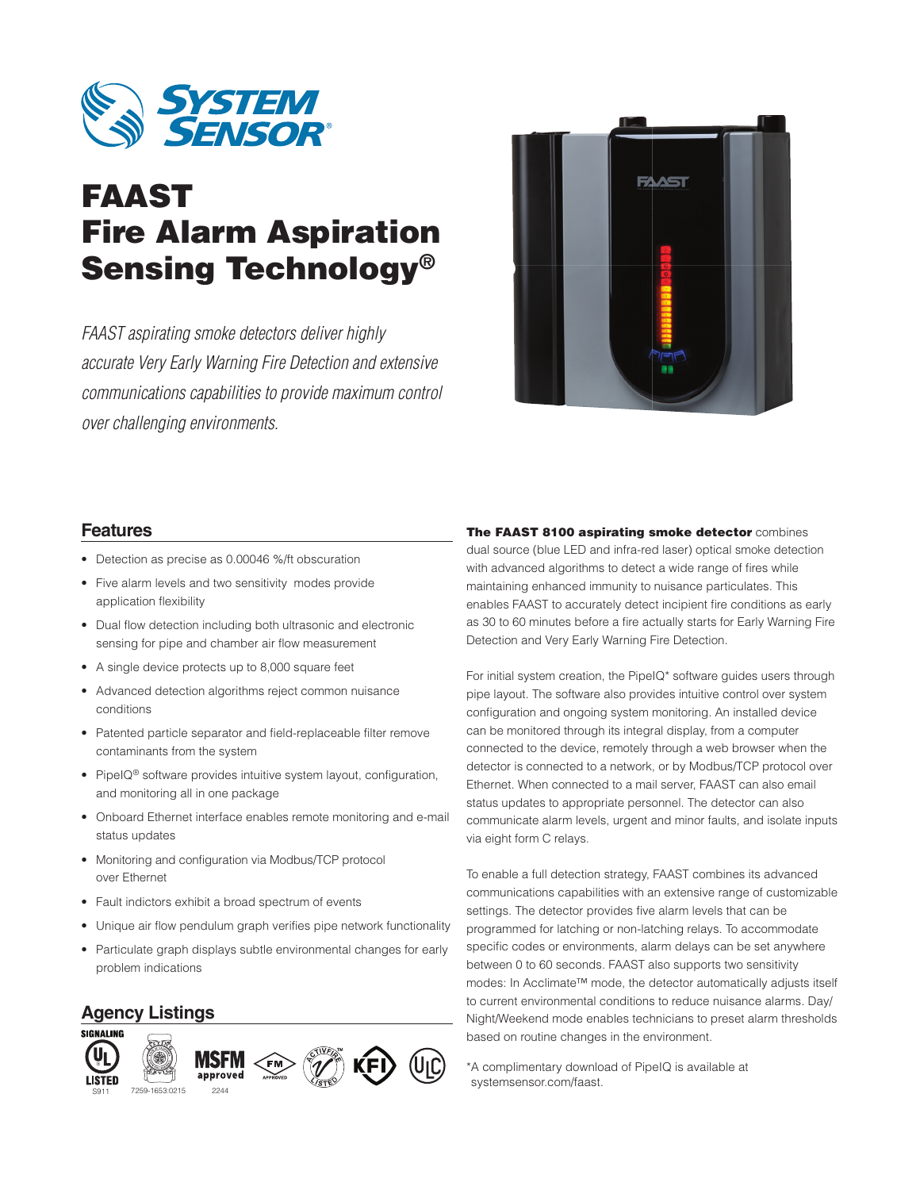# FAAST Fire Alarm Aspiration Sensing Technology®

*FAAST aspirating smoke detectors deliver highly accurate Very Early Warning Fire Detection and extensive communications capabilities to provide maximum control over challenging environments.*

## Features

- Detection as precise as 0.00046 %/ft obscuration
- Five alarm levels and two sensitivity modes provide application flexibility
- Dual flow detection including both ultrasonic and electronic sensing for pipe and chamber air flow measurement
- A single device protects up to 8,000 square feet
- Advanced detection algorithms reject common nuisance conditions
- Patented particle separator and field-replaceable filter remove contaminants from the system
- PipeIQ® software provides intuitive system layout, configuration, and monitoring all in one package
- Onboard Ethernet interface enables remote monitoring and e-mail status updates
- Monitoring and configuration via Modbus/TCP protocol over Ethernet
- Fault indictors exhibit a broad spectrum of events
- Unique air flow pendulum graph verifies pipe network functionality
- Particulate graph displays subtle environmental changes for early problem indications

## Agency Listings

SIGNALING LISTED S911 · 7259-1653:0215 · MSFM approved 2244 · FM APPROVED · ACTIVFIRE LISTED · KFI · ULC

**The FAAST 8100 aspirating smoke detector** combines dual source (blue LED and infra-red laser) optical smoke detection with advanced algorithms to detect a wide range of fires while maintaining enhanced immunity to nuisance particulates. This enables FAAST to accurately detect incipient fire conditions as early as 30 to 60 minutes before a fire actually starts for Early Warning Fire Detection and Very Early Warning Fire Detection.

For initial system creation, the PipeIQ* software guides users through pipe layout. The software also provides intuitive control over system configuration and ongoing system monitoring. An installed device can be monitored through its integral display, from a computer connected to the device, remotely through a web browser when the detector is connected to a network, or by Modbus/TCP protocol over Ethernet. When connected to a mail server, FAAST can also email status updates to appropriate personnel. The detector can also communicate alarm levels, urgent and minor faults, and isolate inputs via eight form C relays.

To enable a full detection strategy, FAAST combines its advanced communications capabilities with an extensive range of customizable settings. The detector provides five alarm levels that can be programmed for latching or non-latching relays. To accommodate specific codes or environments, alarm delays can be set anywhere between 0 to 60 seconds. FAAST also supports two sensitivity modes: In Acclimate™ mode, the detector automatically adjusts itself to current environmental conditions to reduce nuisance alarms. Day/Night/Weekend mode enables technicians to preset alarm thresholds based on routine changes in the environment.

*A complimentary download of PipeIQ is available at systemsensor.com/faast.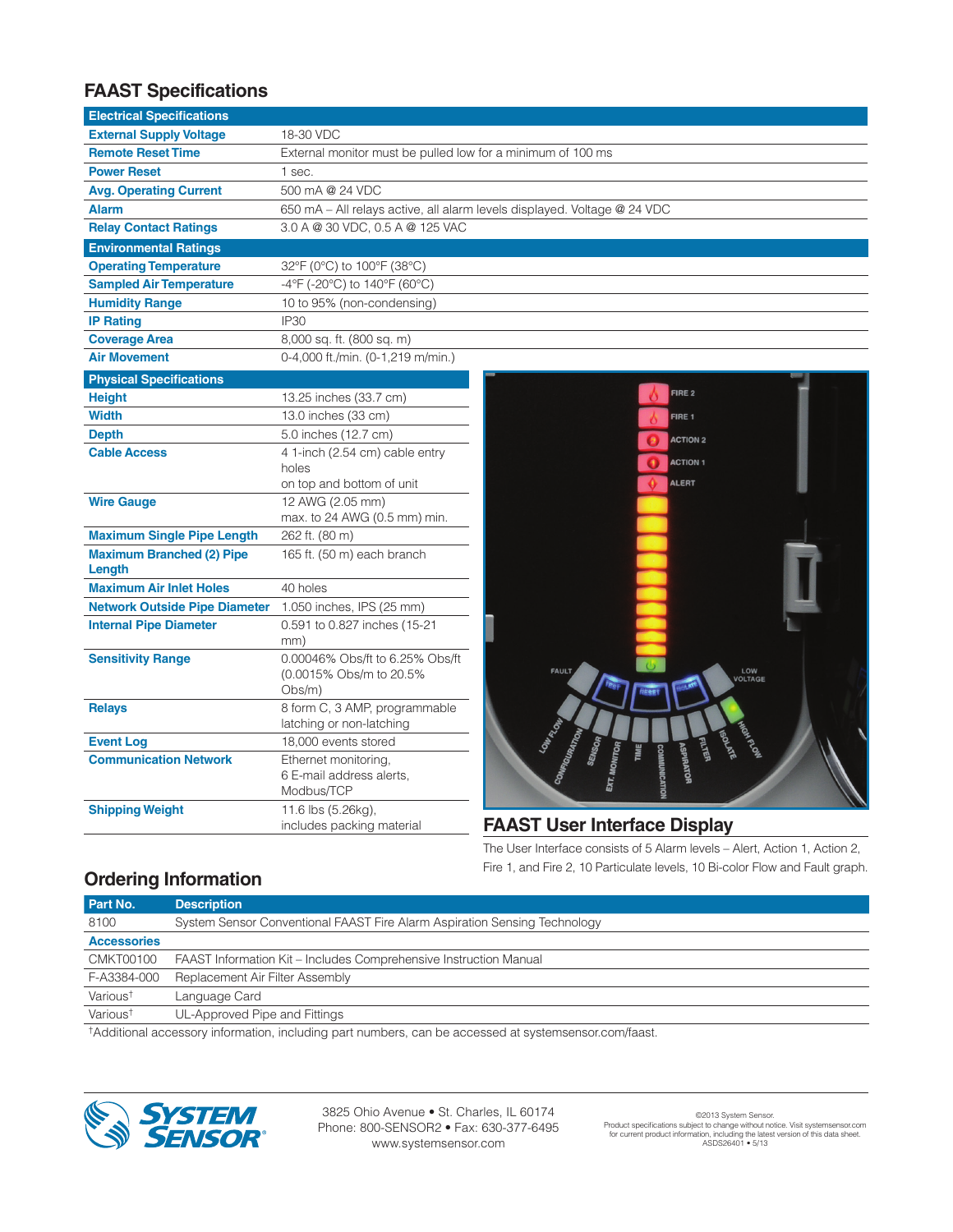## FAAST Specifications

| | |
|---|---|
| **Electrical Specifications** | |
| **External Supply Voltage** | 18-30 VDC |
| **Remote Reset Time** | External monitor must be pulled low for a minimum of 100 ms |
| **Power Reset** | 1 sec. |
| **Avg. Operating Current** | 500 mA @ 24 VDC |
| **Alarm** | 650 mA – All relays active, all alarm levels displayed. Voltage @ 24 VDC |
| **Relay Contact Ratings** | 3.0 A @ 30 VDC, 0.5 A @ 125 VAC |
| **Environmental Ratings** | |
| **Operating Temperature** | 32°F (0°C) to 100°F (38°C) |
| **Sampled Air Temperature** | -4°F (-20°C) to 140°F (60°C) |
| **Humidity Range** | 10 to 95% (non-condensing) |
| **IP Rating** | IP30 |
| **Coverage Area** | 8,000 sq. ft. (800 sq. m) |
| **Air Movement** | 0-4,000 ft./min. (0-1,219 m/min.) |

| | |
|---|---|
| **Physical Specifications** | |
| **Height** | 13.25 inches (33.7 cm) |
| **Width** | 13.0 inches (33 cm) |
| **Depth** | 5.0 inches (12.7 cm) |
| **Cable Access** | 4 1-inch (2.54 cm) cable entry holes on top and bottom of unit |
| **Wire Gauge** | 12 AWG (2.05 mm) max. to 24 AWG (0.5 mm) min. |
| **Maximum Single Pipe Length** | 262 ft. (80 m) |
| **Maximum Branched (2) Pipe Length** | 165 ft. (50 m) each branch |
| **Maximum Air Inlet Holes** | 40 holes |
| **Network Outside Pipe Diameter** | 1.050 inches, IPS (25 mm) |
| **Internal Pipe Diameter** | 0.591 to 0.827 inches (15-21 mm) |
| **Sensitivity Range** | 0.00046% Obs/ft to 6.25% Obs/ft (0.0015% Obs/m to 20.5% Obs/m) |
| **Relays** | 8 form C, 3 AMP, programmable latching or non-latching |
| **Event Log** | 18,000 events stored |
| **Communication Network** | Ethernet monitoring, 6 E-mail address alerts, Modbus/TCP |
| **Shipping Weight** | 11.6 lbs (5.26kg), includes packing material |

FIRE 2
FIRE 1
ACTION 2
ACTION 1
ALERT
FAULT
LOW VOLTAGE
TEST
RESET
ISOLATE
LOW FLOW
CONFIGURATION
SENSOR
EXT. MONITOR
TIME
COMMUNICATION
ASPIRATOR
FILTER
ISOLATE
HIGH FLOW

### FAAST User Interface Display

The User Interface consists of 5 Alarm levels – Alert, Action 1, Action 2, Fire 1, and Fire 2, 10 Particulate levels, 10 Bi-color Flow and Fault graph.

## Ordering Information

| Part No. | Description |
|---|---|
| 8100 | System Sensor Conventional FAAST Fire Alarm Aspiration Sensing Technology |
| **Accessories** | |
| CMKT00100 | FAAST Information Kit – Includes Comprehensive Instruction Manual |
| F-A3384-000 | Replacement Air Filter Assembly |
| Various† | Language Card |
| Various† | UL-Approved Pipe and Fittings |

†Additional accessory information, including part numbers, can be accessed at systemsensor.com/faast.

SYSTEM SENSOR®

3825 Ohio Avenue • St. Charles, IL 60174
Phone: 800-SENSOR2 • Fax: 630-377-6495
www.systemsensor.com

©2013 System Sensor.
Product specifications subject to change without notice. Visit systemsensor.com for current product information, including the latest version of this data sheet.
ASDS26401 • 5/13